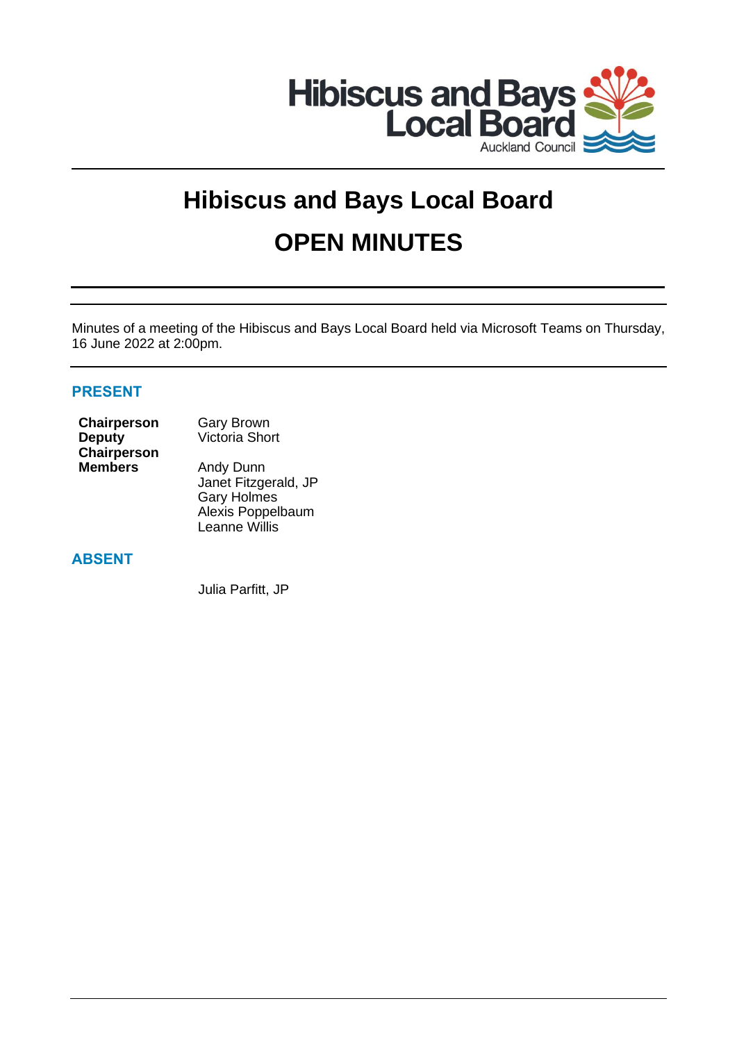# Hibiscus and Bays Local Board

# OPEN MINUTES

Minutes of a meeting of the Hibiscus and Bays Local Board held via Microsoft Teams on Thursday, 16 June 2022 at 2:00pm.

## PRESENT

| | |
|---|---|
| **Chairperson** | Gary Brown |
| **Deputy Chairperson** | Victoria Short |
| **Members** | Andy Dunn |
| | Janet Fitzgerald, JP |
| | Gary Holmes |
| | Alexis Poppelbaum |
| | Leanne Willis |

## ABSENT

Julia Parfitt, JP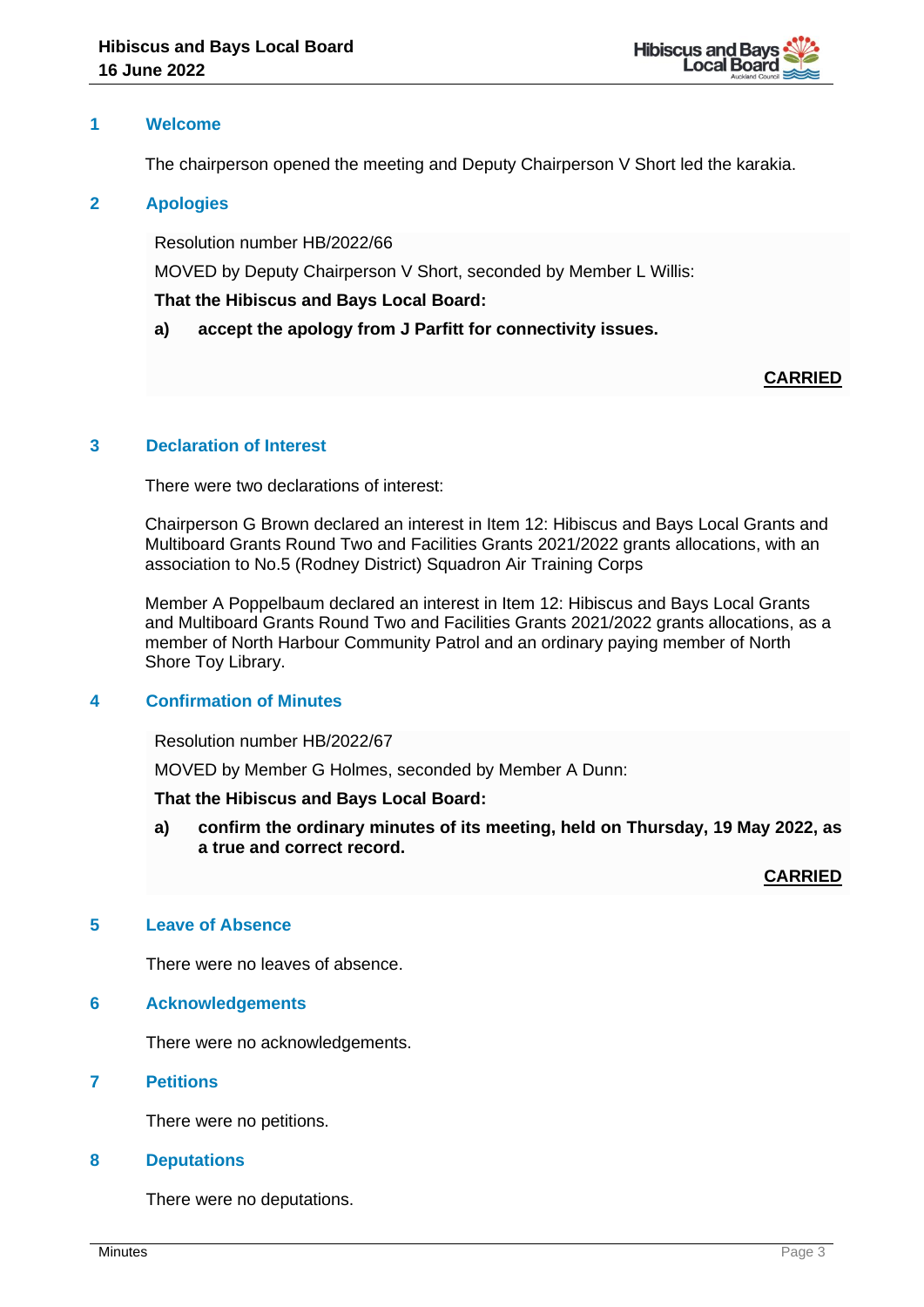## 1 Welcome

The chairperson opened the meeting and Deputy Chairperson V Short led the karakia.

## 2 Apologies

Resolution number HB/2022/66

MOVED by Deputy Chairperson V Short, seconded by Member L Willis:

**That the Hibiscus and Bays Local Board:**

**a) accept the apology from J Parfitt for connectivity issues.**

**CARRIED**

## 3 Declaration of Interest

There were two declarations of interest:

Chairperson G Brown declared an interest in Item 12: Hibiscus and Bays Local Grants and Multiboard Grants Round Two and Facilities Grants 2021/2022 grants allocations, with an association to No.5 (Rodney District) Squadron Air Training Corps

Member A Poppelbaum declared an interest in Item 12: Hibiscus and Bays Local Grants and Multiboard Grants Round Two and Facilities Grants 2021/2022 grants allocations, as a member of North Harbour Community Patrol and an ordinary paying member of North Shore Toy Library.

## 4 Confirmation of Minutes

Resolution number HB/2022/67

MOVED by Member G Holmes, seconded by Member A Dunn:

**That the Hibiscus and Bays Local Board:**

**a) confirm the ordinary minutes of its meeting, held on Thursday, 19 May 2022, as a true and correct record.**

**CARRIED**

## 5 Leave of Absence

There were no leaves of absence.

## 6 Acknowledgements

There were no acknowledgements.

## 7 Petitions

There were no petitions.

## 8 Deputations

There were no deputations.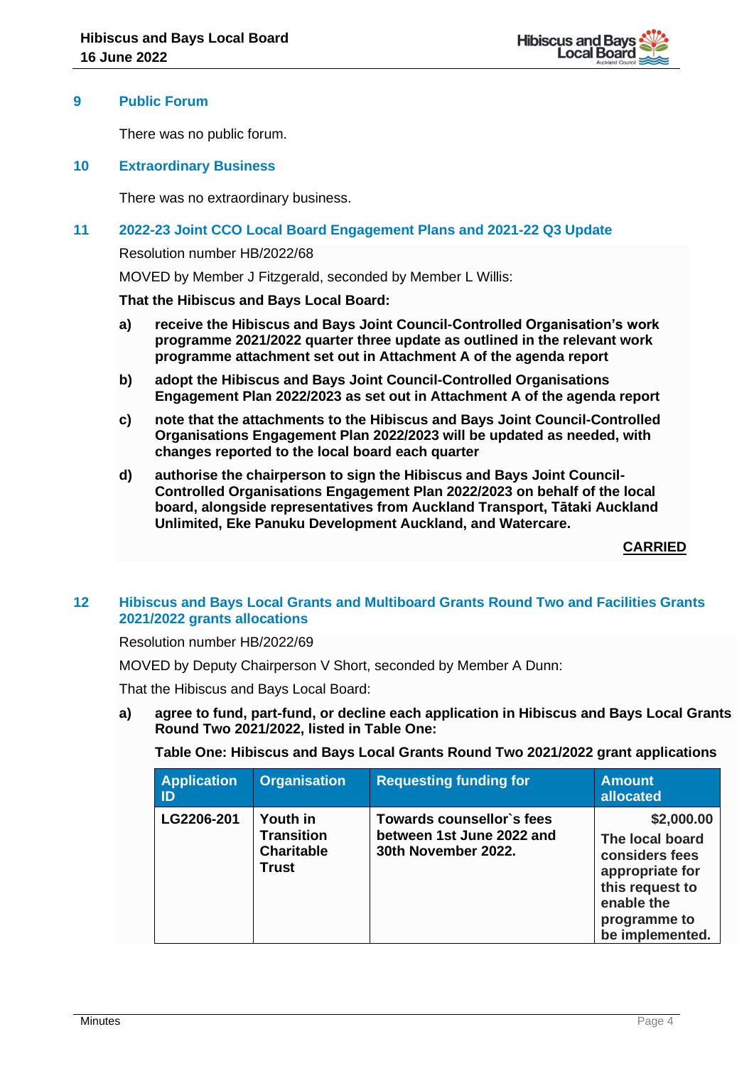## 9 Public Forum

There was no public forum.

## 10 Extraordinary Business

There was no extraordinary business.

## 11 2022-23 Joint CCO Local Board Engagement Plans and 2021-22 Q3 Update

Resolution number HB/2022/68

MOVED by Member J Fitzgerald, seconded by Member L Willis:

**That the Hibiscus and Bays Local Board:**

**a) receive the Hibiscus and Bays Joint Council-Controlled Organisation's work programme 2021/2022 quarter three update as outlined in the relevant work programme attachment set out in Attachment A of the agenda report**

**b) adopt the Hibiscus and Bays Joint Council-Controlled Organisations Engagement Plan 2022/2023 as set out in Attachment A of the agenda report**

**c) note that the attachments to the Hibiscus and Bays Joint Council-Controlled Organisations Engagement Plan 2022/2023 will be updated as needed, with changes reported to the local board each quarter**

**d) authorise the chairperson to sign the Hibiscus and Bays Joint Council-Controlled Organisations Engagement Plan 2022/2023 on behalf of the local board, alongside representatives from Auckland Transport, Tātaki Auckland Unlimited, Eke Panuku Development Auckland, and Watercare.**

**CARRIED**

## 12 Hibiscus and Bays Local Grants and Multiboard Grants Round Two and Facilities Grants 2021/2022 grants allocations

Resolution number HB/2022/69

MOVED by Deputy Chairperson V Short, seconded by Member A Dunn:

That the Hibiscus and Bays Local Board:

**a) agree to fund, part-fund, or decline each application in Hibiscus and Bays Local Grants Round Two 2021/2022, listed in Table One:**

**Table One: Hibiscus and Bays Local Grants Round Two 2021/2022 grant applications**

| Application ID | Organisation | Requesting funding for | Amount allocated |
|---|---|---|---|
| **LG2206-201** | **Youth in Transition Charitable Trust** | **Towards counsellor`s fees between 1st June 2022 and 30th November 2022.** | **$2,000.00** **The local board considers fees appropriate for this request to enable the programme to be implemented.** |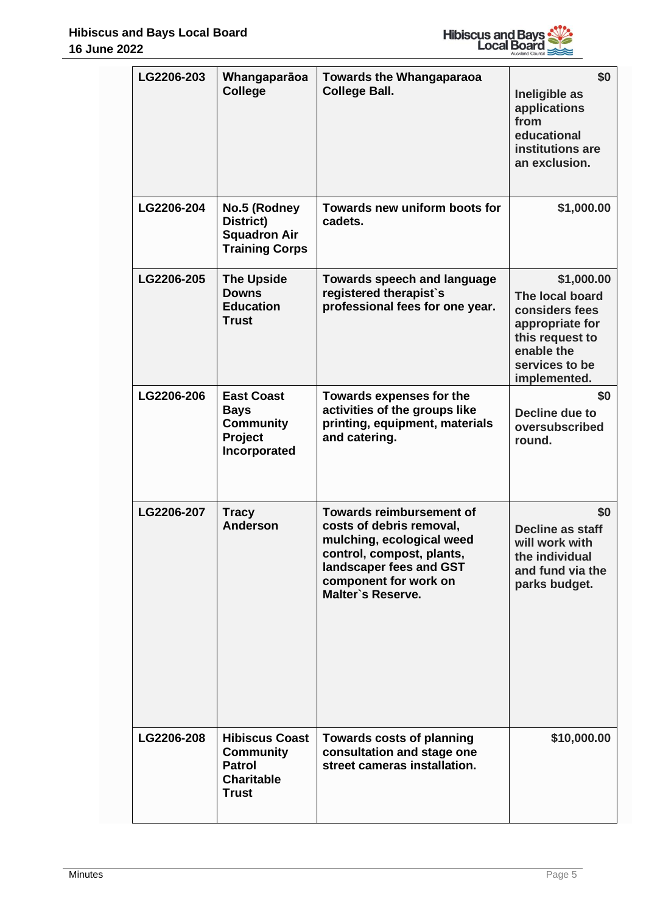| LG2206-203 | Whangaparāoa College | Towards the Whangaparaoa College Ball. | $0 Ineligible as applications from educational institutions are an exclusion. |
|---|---|---|---|
| LG2206-204 | No.5 (Rodney District) Squadron Air Training Corps | Towards new uniform boots for cadets. | $1,000.00 |
| LG2206-205 | The Upside Downs Education Trust | Towards speech and language registered therapist`s professional fees for one year. | $1,000.00 The local board considers fees appropriate for this request to enable the services to be implemented. |
| LG2206-206 | East Coast Bays Community Project Incorporated | Towards expenses for the activities of the groups like printing, equipment, materials and catering. | $0 Decline due to oversubscribed round. |
| LG2206-207 | Tracy Anderson | Towards reimbursement of costs of debris removal, mulching, ecological weed control, compost, plants, landscaper fees and GST component for work on Malter`s Reserve. | $0 Decline as staff will work with the individual and fund via the parks budget. |
| LG2206-208 | Hibiscus Coast Community Patrol Charitable Trust | Towards costs of planning consultation and stage one street cameras installation. | $10,000.00 |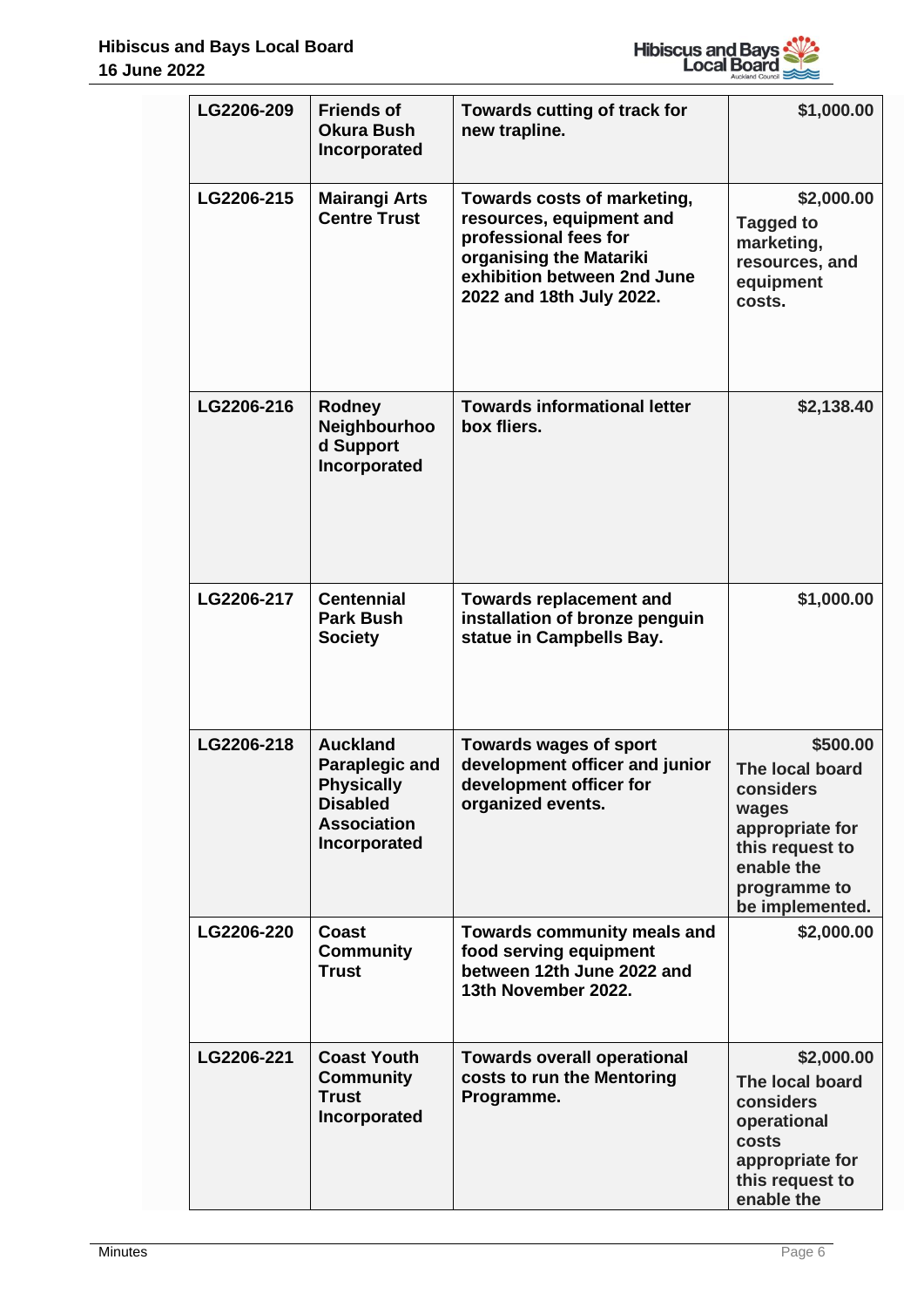| LG2206-209 | Friends of Okura Bush Incorporated | Towards cutting of track for new trapline. | $1,000.00 |
|---|---|---|---|
| LG2206-215 | Mairangi Arts Centre Trust | Towards costs of marketing, resources, equipment and professional fees for organising the Matariki exhibition between 2nd June 2022 and 18th July 2022. | $2,000.00 Tagged to marketing, resources, and equipment costs. |
| LG2206-216 | Rodney Neighbourhood Support Incorporated | Towards informational letter box fliers. | $2,138.40 |
| LG2206-217 | Centennial Park Bush Society | Towards replacement and installation of bronze penguin statue in Campbells Bay. | $1,000.00 |
| LG2206-218 | Auckland Paraplegic and Physically Disabled Association Incorporated | Towards wages of sport development officer and junior development officer for organized events. | $500.00 The local board considers wages appropriate for this request to enable the programme to be implemented. |
| LG2206-220 | Coast Community Trust | Towards community meals and food serving equipment between 12th June 2022 and 13th November 2022. | $2,000.00 |
| LG2206-221 | Coast Youth Community Trust Incorporated | Towards overall operational costs to run the Mentoring Programme. | $2,000.00 The local board considers operational costs appropriate for this request to enable the |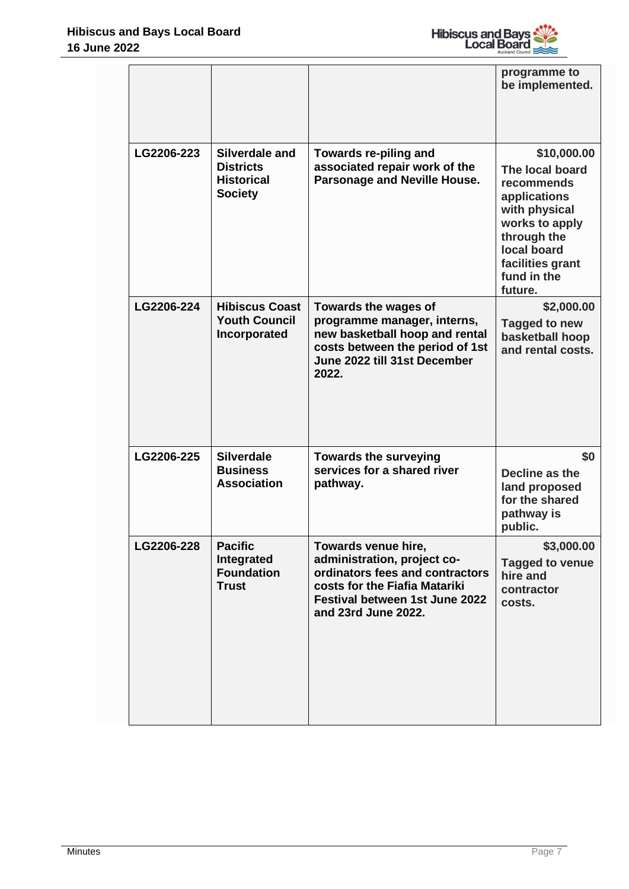| | | | programme to be implemented. |
|---|---|---|---|
| LG2206-223 | Silverdale and Districts Historical Society | Towards re-piling and associated repair work of the Parsonage and Neville House. | $10,000.00 The local board recommends applications with physical works to apply through the local board facilities grant fund in the future. |
| LG2206-224 | Hibiscus Coast Youth Council Incorporated | Towards the wages of programme manager, interns, new basketball hoop and rental costs between the period of 1st June 2022 till 31st December 2022. | $2,000.00 Tagged to new basketball hoop and rental costs. |
| LG2206-225 | Silverdale Business Association | Towards the surveying services for a shared river pathway. | $0 Decline as the land proposed for the shared pathway is public. |
| LG2206-228 | Pacific Integrated Foundation Trust | Towards venue hire, administration, project co-ordinators fees and contractors costs for the Fiafia Matariki Festival between 1st June 2022 and 23rd June 2022. | $3,000.00 Tagged to venue hire and contractor costs. |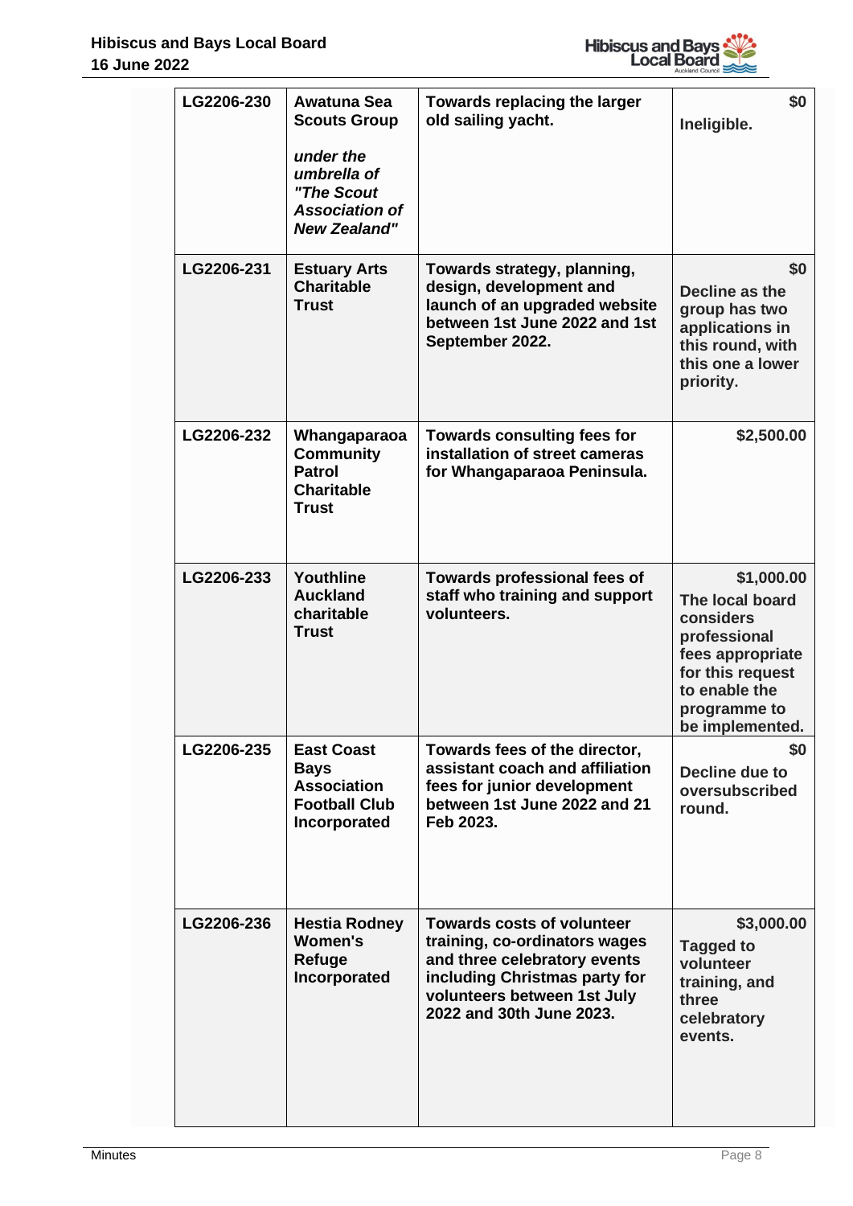| LG2206-230 | Awatuna Sea Scouts Group *under the umbrella of "The Scout Association of New Zealand"* | Towards replacing the larger old sailing yacht. | $0 Ineligible. |
|---|---|---|---|
| LG2206-231 | Estuary Arts Charitable Trust | Towards strategy, planning, design, development and launch of an upgraded website between 1st June 2022 and 1st September 2022. | $0 Decline as the group has two applications in this round, with this one a lower priority. |
| LG2206-232 | Whangaparaoa Community Patrol Charitable Trust | Towards consulting fees for installation of street cameras for Whangaparaoa Peninsula. | $2,500.00 |
| LG2206-233 | Youthline Auckland charitable Trust | Towards professional fees of staff who training and support volunteers. | $1,000.00 The local board considers professional fees appropriate for this request to enable the programme to be implemented. |
| LG2206-235 | East Coast Bays Association Football Club Incorporated | Towards fees of the director, assistant coach and affiliation fees for junior development between 1st June 2022 and 21 Feb 2023. | $0 Decline due to oversubscribed round. |
| LG2206-236 | Hestia Rodney Women's Refuge Incorporated | Towards costs of volunteer training, co-ordinators wages and three celebratory events including Christmas party for volunteers between 1st July 2022 and 30th June 2023. | $3,000.00 Tagged to volunteer training, and three celebratory events. |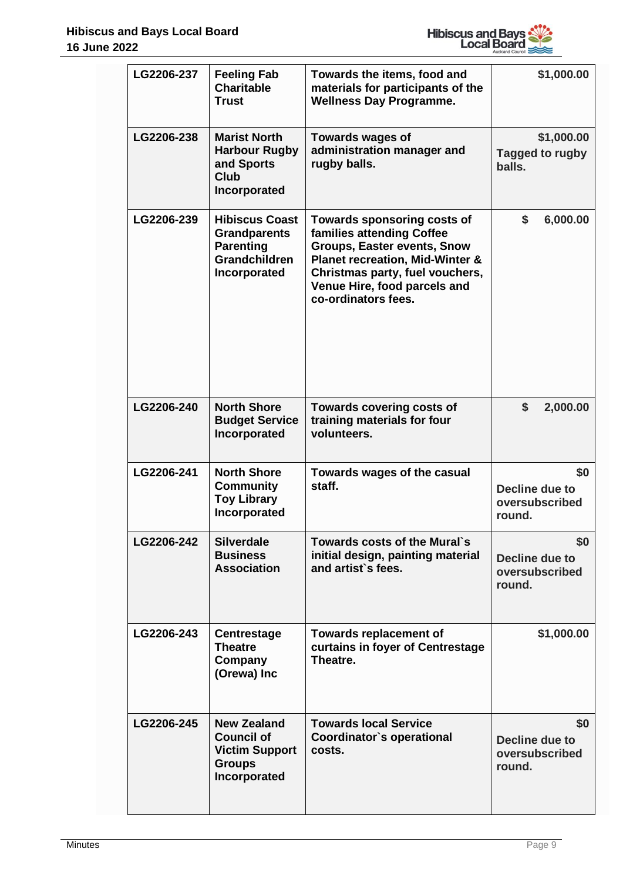| LG2206-237 | Feeling Fab Charitable Trust | Towards the items, food and materials for participants of the Wellness Day Programme. | $1,000.00 |
|---|---|---|---|
| LG2206-238 | Marist North Harbour Rugby and Sports Club Incorporated | Towards wages of administration manager and rugby balls. | $1,000.00 Tagged to rugby balls. |
| LG2206-239 | Hibiscus Coast Grandparents Parenting Grandchildren Incorporated | Towards sponsoring costs of families attending Coffee Groups, Easter events, Snow Planet recreation, Mid-Winter & Christmas party, fuel vouchers, Venue Hire, food parcels and co-ordinators fees. | $ 6,000.00 |
| LG2206-240 | North Shore Budget Service Incorporated | Towards covering costs of training materials for four volunteers. | $ 2,000.00 |
| LG2206-241 | North Shore Community Toy Library Incorporated | Towards wages of the casual staff. | $0 Decline due to oversubscribed round. |
| LG2206-242 | Silverdale Business Association | Towards costs of the Mural`s initial design, painting material and artist`s fees. | $0 Decline due to oversubscribed round. |
| LG2206-243 | Centrestage Theatre Company (Orewa) Inc | Towards replacement of curtains in foyer of Centrestage Theatre. | $1,000.00 |
| LG2206-245 | New Zealand Council of Victim Support Groups Incorporated | Towards local Service Coordinator`s operational costs. | $0 Decline due to oversubscribed round. |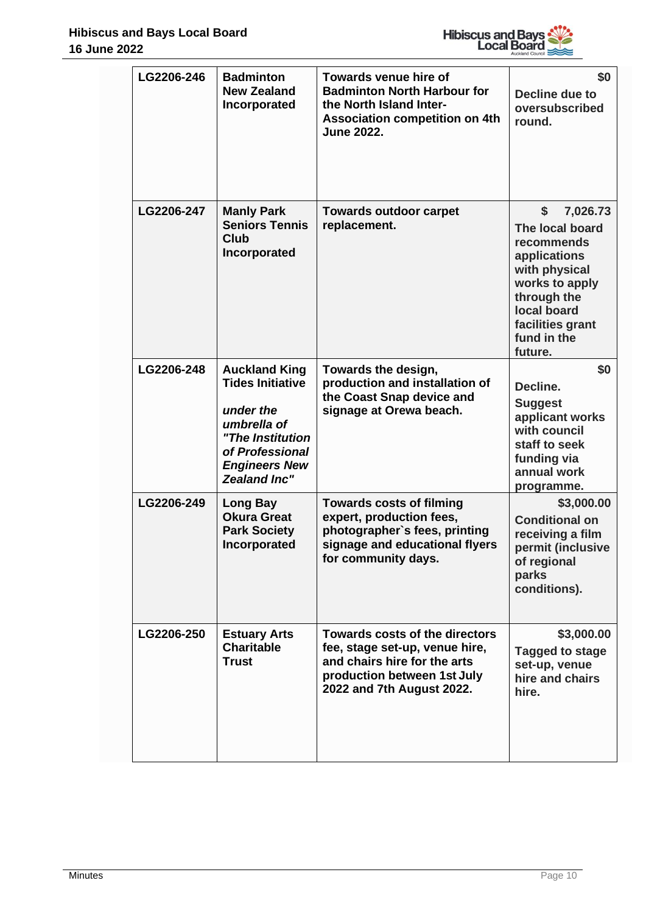| | | | |
|---|---|---|---|
| **LG2206-246** | **Badminton New Zealand Incorporated** | **Towards venue hire of Badminton North Harbour for the North Island Inter-Association competition on 4th June 2022.** | **$0** **Decline due to oversubscribed round.** |
| **LG2206-247** | **Manly Park Seniors Tennis Club Incorporated** | **Towards outdoor carpet replacement.** | **$ 7,026.73** **The local board recommends applications with physical works to apply through the local board facilities grant fund in the future.** |
| **LG2206-248** | **Auckland King Tides Initiative** ***under the umbrella of "The Institution of Professional Engineers New Zealand Inc"*** | **Towards the design, production and installation of the Coast Snap device and signage at Orewa beach.** | **$0** **Decline.** **Suggest applicant works with council staff to seek funding via annual work programme.** |
| **LG2206-249** | **Long Bay Okura Great Park Society Incorporated** | **Towards costs of filming expert, production fees, photographer`s fees, printing signage and educational flyers for community days.** | **$3,000.00** **Conditional on receiving a film permit (inclusive of regional parks conditions).** |
| **LG2206-250** | **Estuary Arts Charitable Trust** | **Towards costs of the directors fee, stage set-up, venue hire, and chairs hire for the arts production between 1st July 2022 and 7th August 2022.** | **$3,000.00** **Tagged to stage set-up, venue hire and chairs hire.** |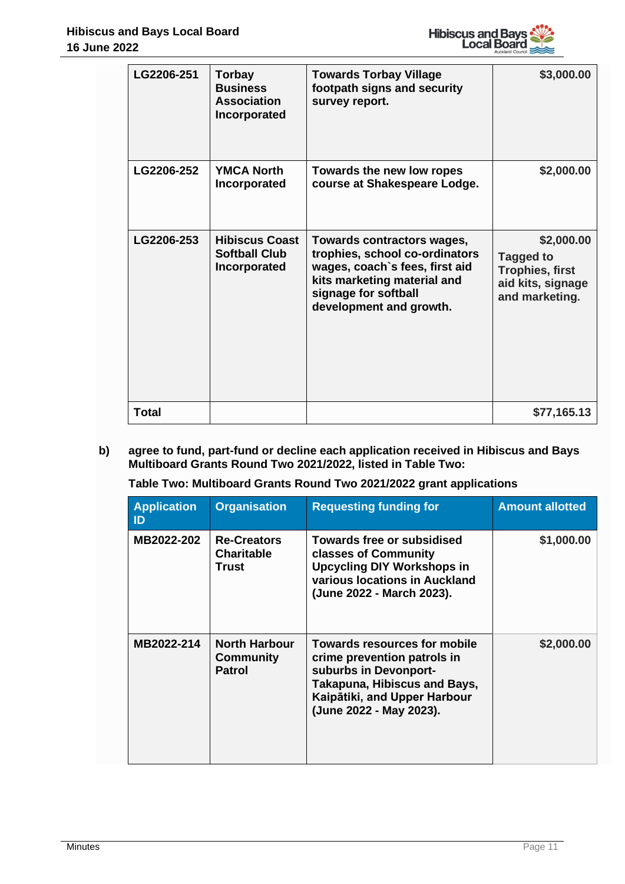| | | | |
|---|---|---|---|
| **LG2206-251** | **Torbay Business Association Incorporated** | **Towards Torbay Village footpath signs and security survey report.** | **$3,000.00** |
| **LG2206-252** | **YMCA North Incorporated** | **Towards the new low ropes course at Shakespeare Lodge.** | **$2,000.00** |
| **LG2206-253** | **Hibiscus Coast Softball Club Incorporated** | **Towards contractors wages, trophies, school co-ordinators wages, coach`s fees, first aid kits marketing material and signage for softball development and growth.** | **$2,000.00 Tagged to Trophies, first aid kits, signage and marketing.** |
| **Total** | | | **$77,165.13** |

**b) agree to fund, part-fund or decline each application received in Hibiscus and Bays Multiboard Grants Round Two 2021/2022, listed in Table Two:**

**Table Two: Multiboard Grants Round Two 2021/2022 grant applications**

| Application ID | Organisation | Requesting funding for | Amount allotted |
|---|---|---|---|
| **MB2022-202** | **Re-Creators Charitable Trust** | **Towards free or subsidised classes of Community Upcycling DIY Workshops in various locations in Auckland (June 2022 - March 2023).** | **$1,000.00** |
| **MB2022-214** | **North Harbour Community Patrol** | **Towards resources for mobile crime prevention patrols in suburbs in Devonport-Takapuna, Hibiscus and Bays, Kaipātiki, and Upper Harbour (June 2022 - May 2023).** | **$2,000.00** |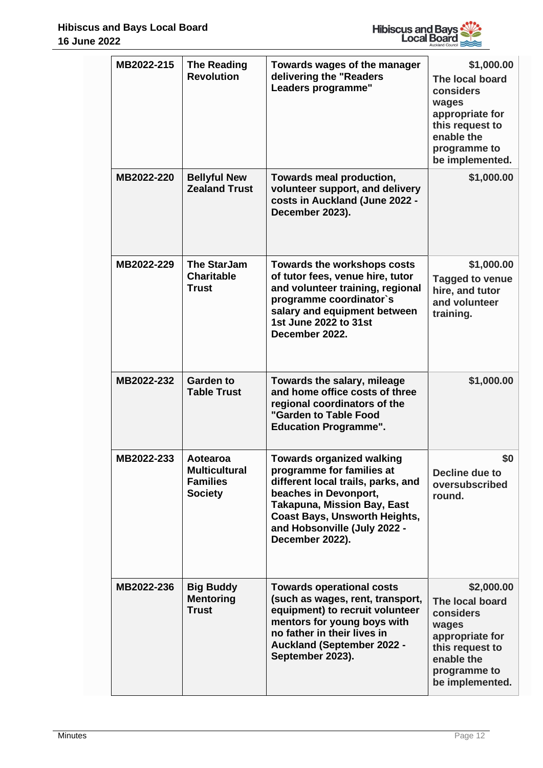| MB2022-215 | The Reading Revolution | Towards wages of the manager delivering the "Readers Leaders programme" | $1,000.00 The local board considers wages appropriate for this request to enable the programme to be implemented. |
|---|---|---|---|
| MB2022-220 | Bellyful New Zealand Trust | Towards meal production, volunteer support, and delivery costs in Auckland (June 2022 - December 2023). | $1,000.00 |
| MB2022-229 | The StarJam Charitable Trust | Towards the workshops costs of tutor fees, venue hire, tutor and volunteer training, regional programme coordinator`s salary and equipment between 1st June 2022 to 31st December 2022. | $1,000.00 Tagged to venue hire, and tutor and volunteer training. |
| MB2022-232 | Garden to Table Trust | Towards the salary, mileage and home office costs of three regional coordinators of the "Garden to Table Food Education Programme". | $1,000.00 |
| MB2022-233 | Aotearoa Multicultural Families Society | Towards organized walking programme for families at different local trails, parks, and beaches in Devonport, Takapuna, Mission Bay, East Coast Bays, Unsworth Heights, and Hobsonville (July 2022 - December 2022). | $0 Decline due to oversubscribed round. |
| MB2022-236 | Big Buddy Mentoring Trust | Towards operational costs (such as wages, rent, transport, equipment) to recruit volunteer mentors for young boys with no father in their lives in Auckland (September 2022 - September 2023). | $2,000.00 The local board considers wages appropriate for this request to enable the programme to be implemented. |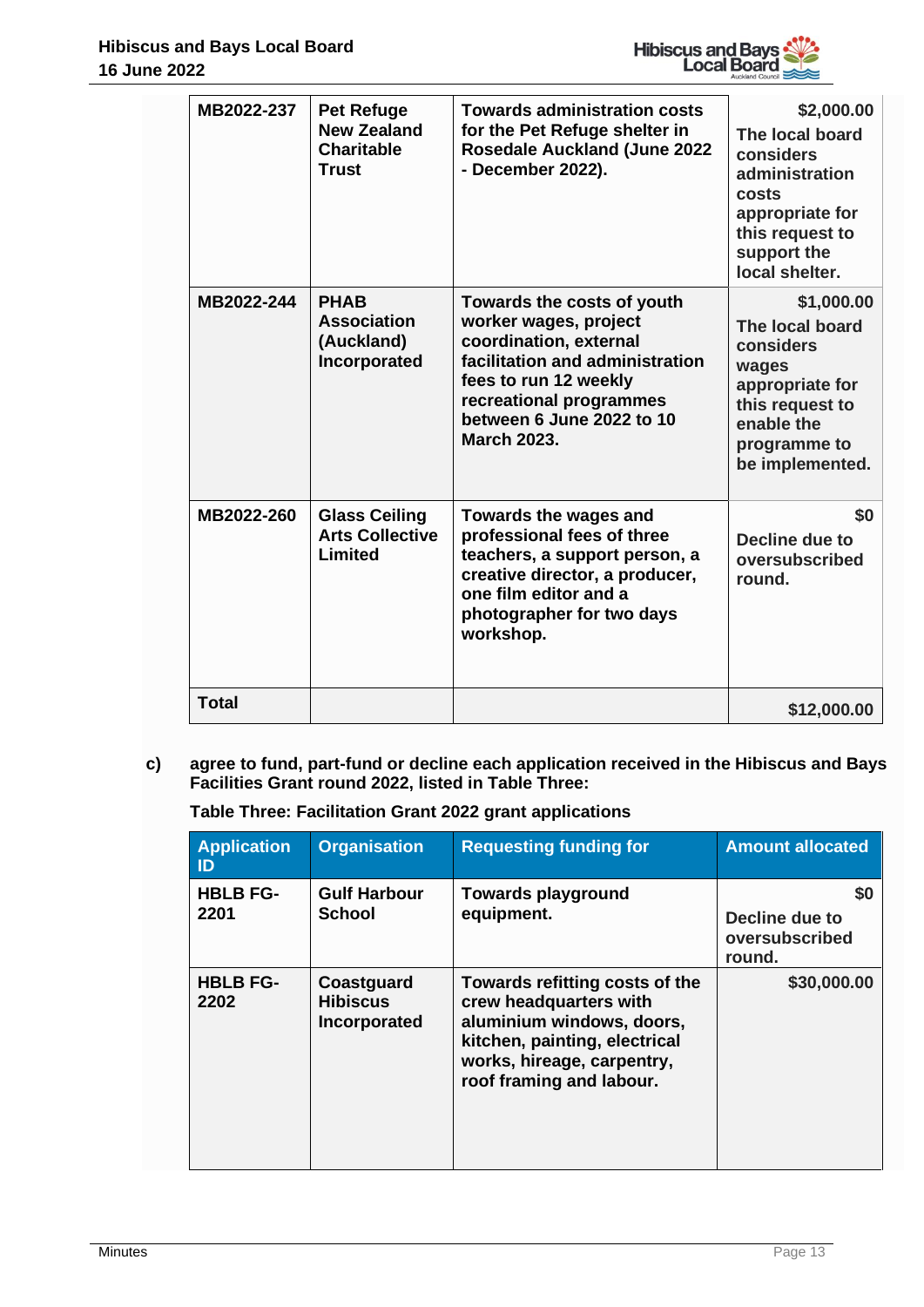| | | | |
|---|---|---|---|
| **MB2022-237** | **Pet Refuge New Zealand Charitable Trust** | **Towards administration costs for the Pet Refuge shelter in Rosedale Auckland (June 2022 - December 2022).** | **$2,000.00** **The local board considers administration costs appropriate for this request to support the local shelter.** |
| **MB2022-244** | **PHAB Association (Auckland) Incorporated** | **Towards the costs of youth worker wages, project coordination, external facilitation and administration fees to run 12 weekly recreational programmes between 6 June 2022 to 10 March 2023.** | **$1,000.00** **The local board considers wages appropriate for this request to enable the programme to be implemented.** |
| **MB2022-260** | **Glass Ceiling Arts Collective Limited** | **Towards the wages and professional fees of three teachers, a support person, a creative director, a producer, one film editor and a photographer for two days workshop.** | **$0** **Decline due to oversubscribed round.** |
| **Total** | | | **$12,000.00** |

c) **agree to fund, part-fund or decline each application received in the Hibiscus and Bays Facilities Grant round 2022, listed in Table Three:**

**Table Three: Facilitation Grant 2022 grant applications**

| Application ID | Organisation | Requesting funding for | Amount allocated |
|---|---|---|---|
| **HBLB FG-2201** | **Gulf Harbour School** | **Towards playground equipment.** | **$0** **Decline due to oversubscribed round.** |
| **HBLB FG-2202** | **Coastguard Hibiscus Incorporated** | **Towards refitting costs of the crew headquarters with aluminium windows, doors, kitchen, painting, electrical works, hireage, carpentry, roof framing and labour.** | **$30,000.00** |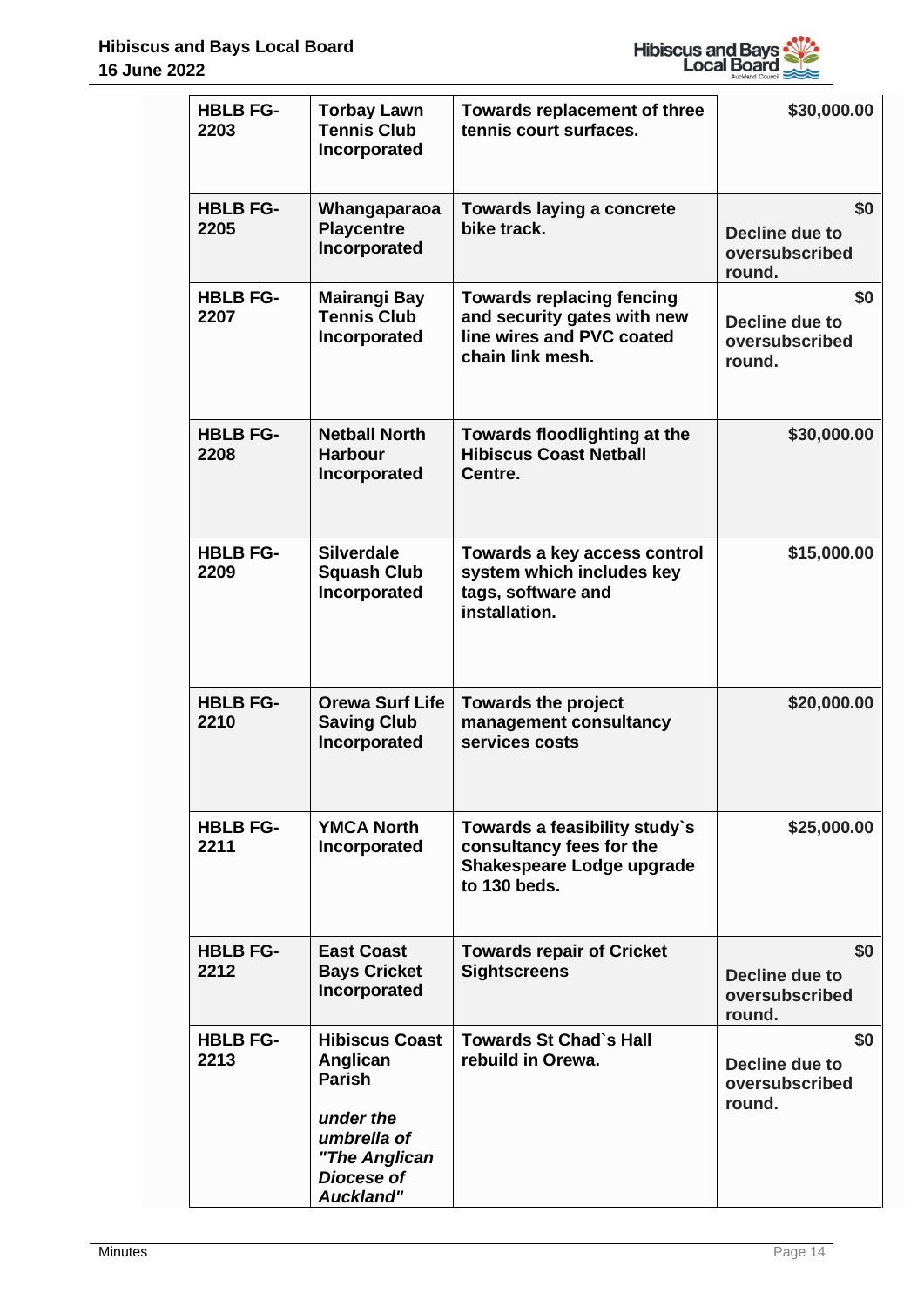| | | | |
|---|---|---|---|
| **HBLB FG-2203** | **Torbay Lawn Tennis Club Incorporated** | **Towards replacement of three tennis court surfaces.** | **$30,000.00** |
| **HBLB FG-2205** | **Whangaparaoa Playcentre Incorporated** | **Towards laying a concrete bike track.** | **$0**<br>**Decline due to oversubscribed round.** |
| **HBLB FG-2207** | **Mairangi Bay Tennis Club Incorporated** | **Towards replacing fencing and security gates with new line wires and PVC coated chain link mesh.** | **$0**<br>**Decline due to oversubscribed round.** |
| **HBLB FG-2208** | **Netball North Harbour Incorporated** | **Towards floodlighting at the Hibiscus Coast Netball Centre.** | **$30,000.00** |
| **HBLB FG-2209** | **Silverdale Squash Club Incorporated** | **Towards a key access control system which includes key tags, software and installation.** | **$15,000.00** |
| **HBLB FG-2210** | **Orewa Surf Life Saving Club Incorporated** | **Towards the project management consultancy services costs** | **$20,000.00** |
| **HBLB FG-2211** | **YMCA North Incorporated** | **Towards a feasibility study`s consultancy fees for the Shakespeare Lodge upgrade to 130 beds.** | **$25,000.00** |
| **HBLB FG-2212** | **East Coast Bays Cricket Incorporated** | **Towards repair of Cricket Sightscreens** | **$0**<br>**Decline due to oversubscribed round.** |
| **HBLB FG-2213** | **Hibiscus Coast Anglican Parish**<br><br>***under the umbrella of "The Anglican Diocese of Auckland"*** | **Towards St Chad`s Hall rebuild in Orewa.** | **$0**<br>**Decline due to oversubscribed round.** |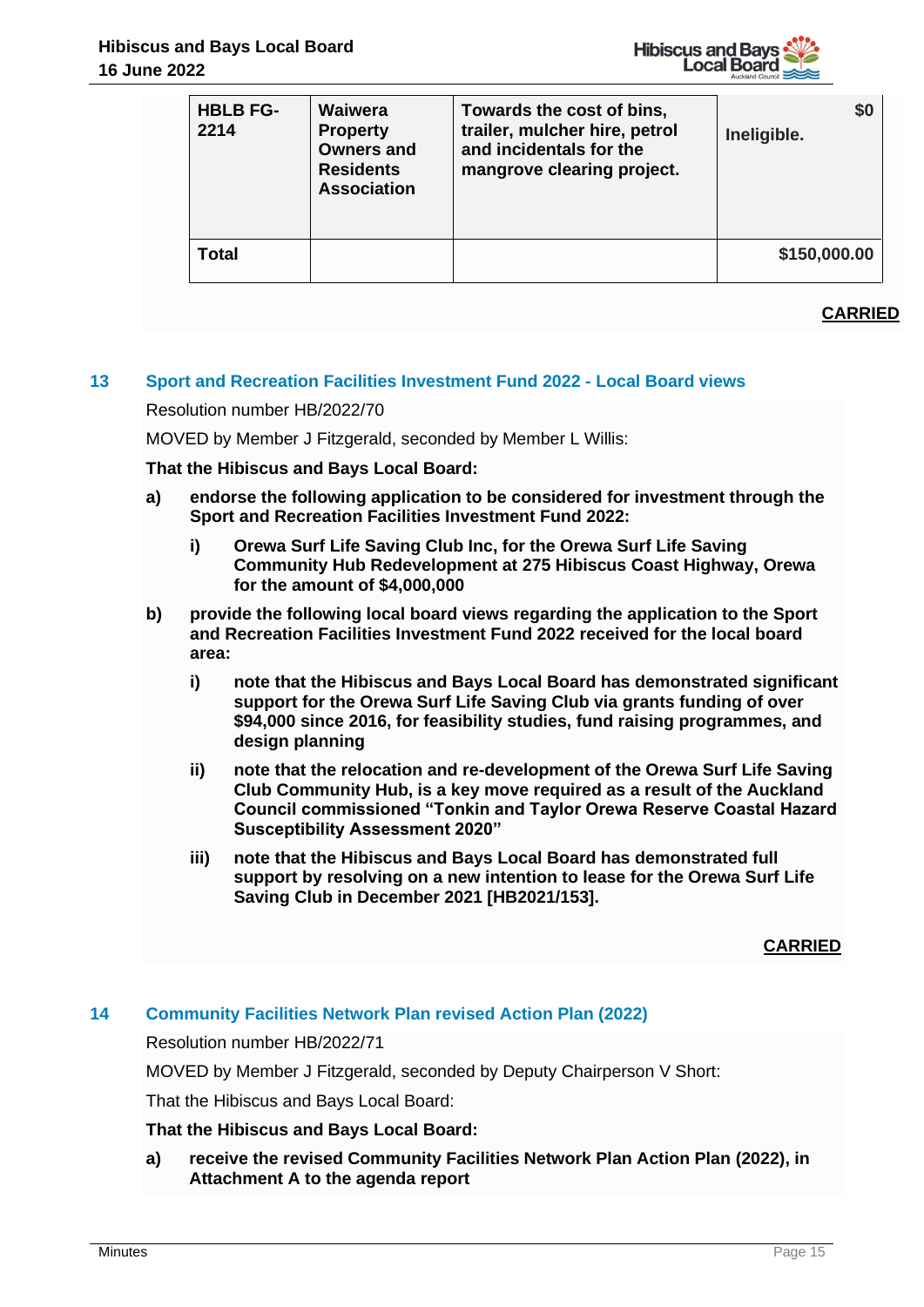| **HBLB FG-2214** | **Waiwera Property Owners and Residents Association** | **Towards the cost of bins, trailer, mulcher hire, petrol and incidentals for the mangrove clearing project.** | **Ineligible.** **$0** |
|---|---|---|---|
| **Total** | | | **$150,000.00** |

**CARRIED**

## 13 Sport and Recreation Facilities Investment Fund 2022 - Local Board views

Resolution number HB/2022/70

MOVED by Member J Fitzgerald, seconded by Member L Willis:

**That the Hibiscus and Bays Local Board:**

**a) endorse the following application to be considered for investment through the Sport and Recreation Facilities Investment Fund 2022:**

  **i) Orewa Surf Life Saving Club Inc, for the Orewa Surf Life Saving Community Hub Redevelopment at 275 Hibiscus Coast Highway, Orewa for the amount of $4,000,000**

**b) provide the following local board views regarding the application to the Sport and Recreation Facilities Investment Fund 2022 received for the local board area:**

  **i) note that the Hibiscus and Bays Local Board has demonstrated significant support for the Orewa Surf Life Saving Club via grants funding of over $94,000 since 2016, for feasibility studies, fund raising programmes, and design planning**

  **ii) note that the relocation and re-development of the Orewa Surf Life Saving Club Community Hub, is a key move required as a result of the Auckland Council commissioned "Tonkin and Taylor Orewa Reserve Coastal Hazard Susceptibility Assessment 2020"**

  **iii) note that the Hibiscus and Bays Local Board has demonstrated full support by resolving on a new intention to lease for the Orewa Surf Life Saving Club in December 2021 [HB2021/153].**

**CARRIED**

## 14 Community Facilities Network Plan revised Action Plan (2022)

Resolution number HB/2022/71

MOVED by Member J Fitzgerald, seconded by Deputy Chairperson V Short:

That the Hibiscus and Bays Local Board:

**That the Hibiscus and Bays Local Board:**

**a) receive the revised Community Facilities Network Plan Action Plan (2022), in Attachment A to the agenda report**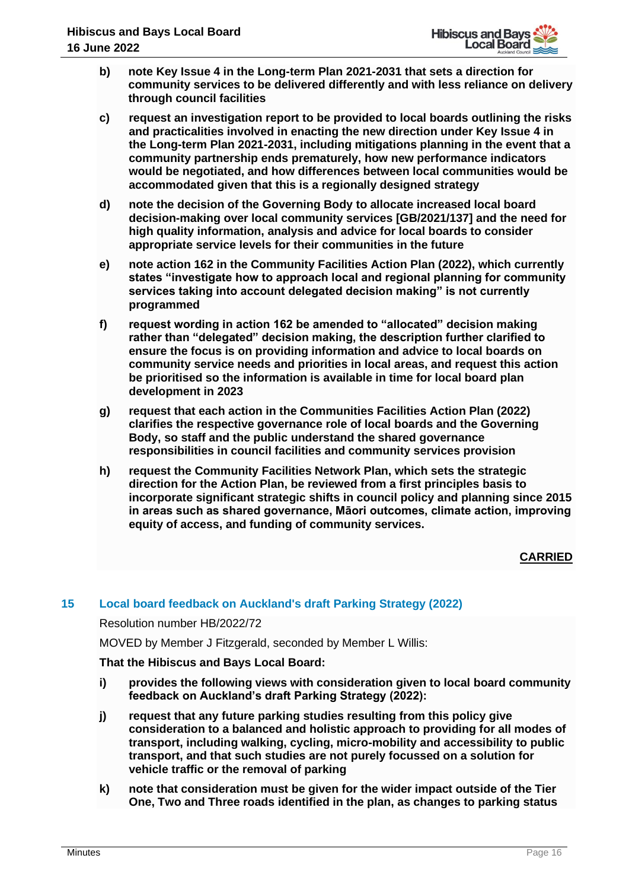b) **note Key Issue 4 in the Long-term Plan 2021-2031 that sets a direction for community services to be delivered differently and with less reliance on delivery through council facilities**

c) **request an investigation report to be provided to local boards outlining the risks and practicalities involved in enacting the new direction under Key Issue 4 in the Long-term Plan 2021-2031, including mitigations planning in the event that a community partnership ends prematurely, how new performance indicators would be negotiated, and how differences between local communities would be accommodated given that this is a regionally designed strategy**

d) **note the decision of the Governing Body to allocate increased local board decision-making over local community services [GB/2021/137] and the need for high quality information, analysis and advice for local boards to consider appropriate service levels for their communities in the future**

e) **note action 162 in the Community Facilities Action Plan (2022), which currently states "investigate how to approach local and regional planning for community services taking into account delegated decision making" is not currently programmed**

f) **request wording in action 162 be amended to "allocated" decision making rather than "delegated" decision making, the description further clarified to ensure the focus is on providing information and advice to local boards on community service needs and priorities in local areas, and request this action be prioritised so the information is available in time for local board plan development in 2023**

g) **request that each action in the Communities Facilities Action Plan (2022) clarifies the respective governance role of local boards and the Governing Body, so staff and the public understand the shared governance responsibilities in council facilities and community services provision**

h) **request the Community Facilities Network Plan, which sets the strategic direction for the Action Plan, be reviewed from a first principles basis to incorporate significant strategic shifts in council policy and planning since 2015 in areas such as shared governance, Māori outcomes, climate action, improving equity of access, and funding of community services.**

**CARRIED**

## 15 Local board feedback on Auckland's draft Parking Strategy (2022)

Resolution number HB/2022/72

MOVED by Member J Fitzgerald, seconded by Member L Willis:

**That the Hibiscus and Bays Local Board:**

i) **provides the following views with consideration given to local board community feedback on Auckland's draft Parking Strategy (2022):**

j) **request that any future parking studies resulting from this policy give consideration to a balanced and holistic approach to providing for all modes of transport, including walking, cycling, micro-mobility and accessibility to public transport, and that such studies are not purely focussed on a solution for vehicle traffic or the removal of parking**

k) **note that consideration must be given for the wider impact outside of the Tier One, Two and Three roads identified in the plan, as changes to parking status**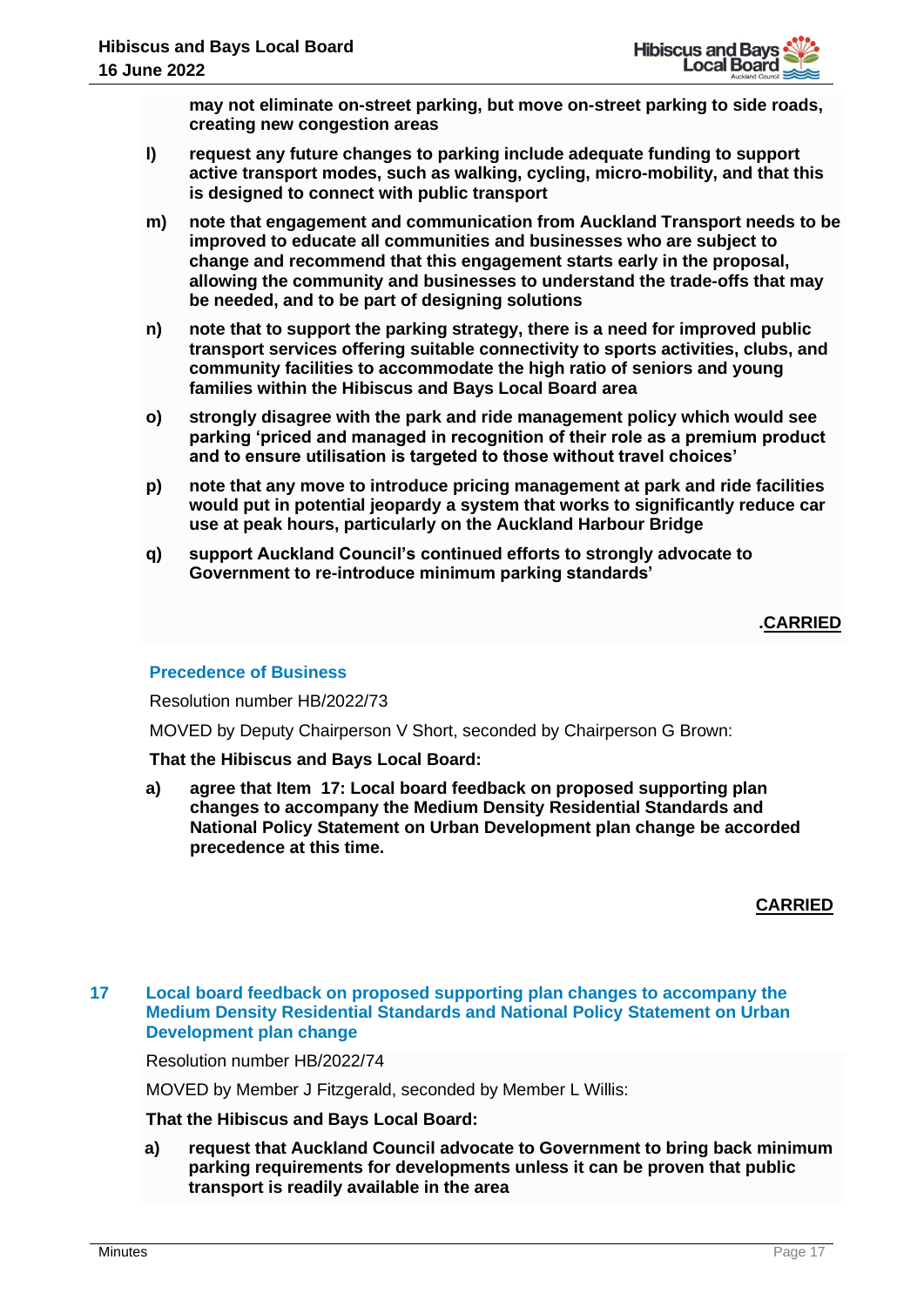**may not eliminate on-street parking, but move on-street parking to side roads, creating new congestion areas**

l) **request any future changes to parking include adequate funding to support active transport modes, such as walking, cycling, micro-mobility, and that this is designed to connect with public transport**

m) **note that engagement and communication from Auckland Transport needs to be improved to educate all communities and businesses who are subject to change and recommend that this engagement starts early in the proposal, allowing the community and businesses to understand the trade-offs that may be needed, and to be part of designing solutions**

n) **note that to support the parking strategy, there is a need for improved public transport services offering suitable connectivity to sports activities, clubs, and community facilities to accommodate the high ratio of seniors and young families within the Hibiscus and Bays Local Board area**

o) **strongly disagree with the park and ride management policy which would see parking 'priced and managed in recognition of their role as a premium product and to ensure utilisation is targeted to those without travel choices'**

p) **note that any move to introduce pricing management at park and ride facilities would put in potential jeopardy a system that works to significantly reduce car use at peak hours, particularly on the Auckland Harbour Bridge**

q) **support Auckland Council's continued efforts to strongly advocate to Government to re-introduce minimum parking standards'**

**.CARRIED**

### Precedence of Business

Resolution number HB/2022/73

MOVED by Deputy Chairperson V Short, seconded by Chairperson G Brown:

**That the Hibiscus and Bays Local Board:**

a) **agree that Item 17: Local board feedback on proposed supporting plan changes to accompany the Medium Density Residential Standards and National Policy Statement on Urban Development plan change be accorded precedence at this time.**

**CARRIED**

## 17 Local board feedback on proposed supporting plan changes to accompany the Medium Density Residential Standards and National Policy Statement on Urban Development plan change

Resolution number HB/2022/74

MOVED by Member J Fitzgerald, seconded by Member L Willis:

**That the Hibiscus and Bays Local Board:**

a) **request that Auckland Council advocate to Government to bring back minimum parking requirements for developments unless it can be proven that public transport is readily available in the area**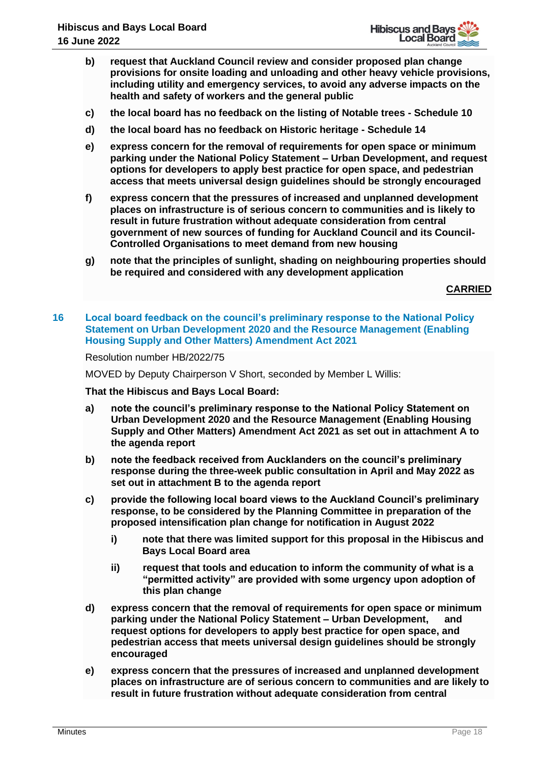b) **request that Auckland Council review and consider proposed plan change provisions for onsite loading and unloading and other heavy vehicle provisions, including utility and emergency services, to avoid any adverse impacts on the health and safety of workers and the general public**

c) **the local board has no feedback on the listing of Notable trees - Schedule 10**

d) **the local board has no feedback on Historic heritage - Schedule 14**

e) **express concern for the removal of requirements for open space or minimum parking under the National Policy Statement – Urban Development, and request options for developers to apply best practice for open space, and pedestrian access that meets universal design guidelines should be strongly encouraged**

f) **express concern that the pressures of increased and unplanned development places on infrastructure is of serious concern to communities and is likely to result in future frustration without adequate consideration from central government of new sources of funding for Auckland Council and its Council-Controlled Organisations to meet demand from new housing**

g) **note that the principles of sunlight, shading on neighbouring properties should be required and considered with any development application**

**CARRIED**

## 16 Local board feedback on the council's preliminary response to the National Policy Statement on Urban Development 2020 and the Resource Management (Enabling Housing Supply and Other Matters) Amendment Act 2021

Resolution number HB/2022/75

MOVED by Deputy Chairperson V Short, seconded by Member L Willis:

**That the Hibiscus and Bays Local Board:**

a) **note the council's preliminary response to the National Policy Statement on Urban Development 2020 and the Resource Management (Enabling Housing Supply and Other Matters) Amendment Act 2021 as set out in attachment A to the agenda report**

b) **note the feedback received from Aucklanders on the council's preliminary response during the three-week public consultation in April and May 2022 as set out in attachment B to the agenda report**

c) **provide the following local board views to the Auckland Council's preliminary response, to be considered by the Planning Committee in preparation of the proposed intensification plan change for notification in August 2022**

   i) **note that there was limited support for this proposal in the Hibiscus and Bays Local Board area**

   ii) **request that tools and education to inform the community of what is a "permitted activity" are provided with some urgency upon adoption of this plan change**

d) **express concern that the removal of requirements for open space or minimum parking under the National Policy Statement – Urban Development, and request options for developers to apply best practice for open space, and pedestrian access that meets universal design guidelines should be strongly encouraged**

e) **express concern that the pressures of increased and unplanned development places on infrastructure are of serious concern to communities and are likely to result in future frustration without adequate consideration from central**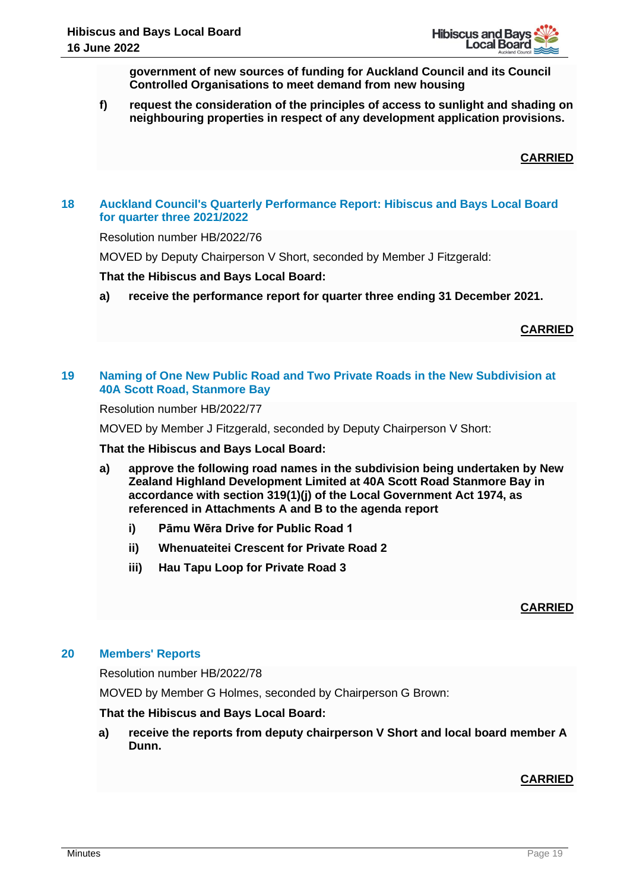**government of new sources of funding for Auckland Council and its Council Controlled Organisations to meet demand from new housing**

**f) request the consideration of the principles of access to sunlight and shading on neighbouring properties in respect of any development application provisions.**

**CARRIED**

## 18 Auckland Council's Quarterly Performance Report: Hibiscus and Bays Local Board for quarter three 2021/2022

Resolution number HB/2022/76

MOVED by Deputy Chairperson V Short, seconded by Member J Fitzgerald:

**That the Hibiscus and Bays Local Board:**

**a) receive the performance report for quarter three ending 31 December 2021.**

**CARRIED**

## 19 Naming of One New Public Road and Two Private Roads in the New Subdivision at 40A Scott Road, Stanmore Bay

Resolution number HB/2022/77

MOVED by Member J Fitzgerald, seconded by Deputy Chairperson V Short:

**That the Hibiscus and Bays Local Board:**

**a) approve the following road names in the subdivision being undertaken by New Zealand Highland Development Limited at 40A Scott Road Stanmore Bay in accordance with section 319(1)(j) of the Local Government Act 1974, as referenced in Attachments A and B to the agenda report**

**i) Pāmu Wēra Drive for Public Road 1**

**ii) Whenuateitei Crescent for Private Road 2**

**iii) Hau Tapu Loop for Private Road 3**

**CARRIED**

## 20 Members' Reports

Resolution number HB/2022/78

MOVED by Member G Holmes, seconded by Chairperson G Brown:

**That the Hibiscus and Bays Local Board:**

**a) receive the reports from deputy chairperson V Short and local board member A Dunn.**

**CARRIED**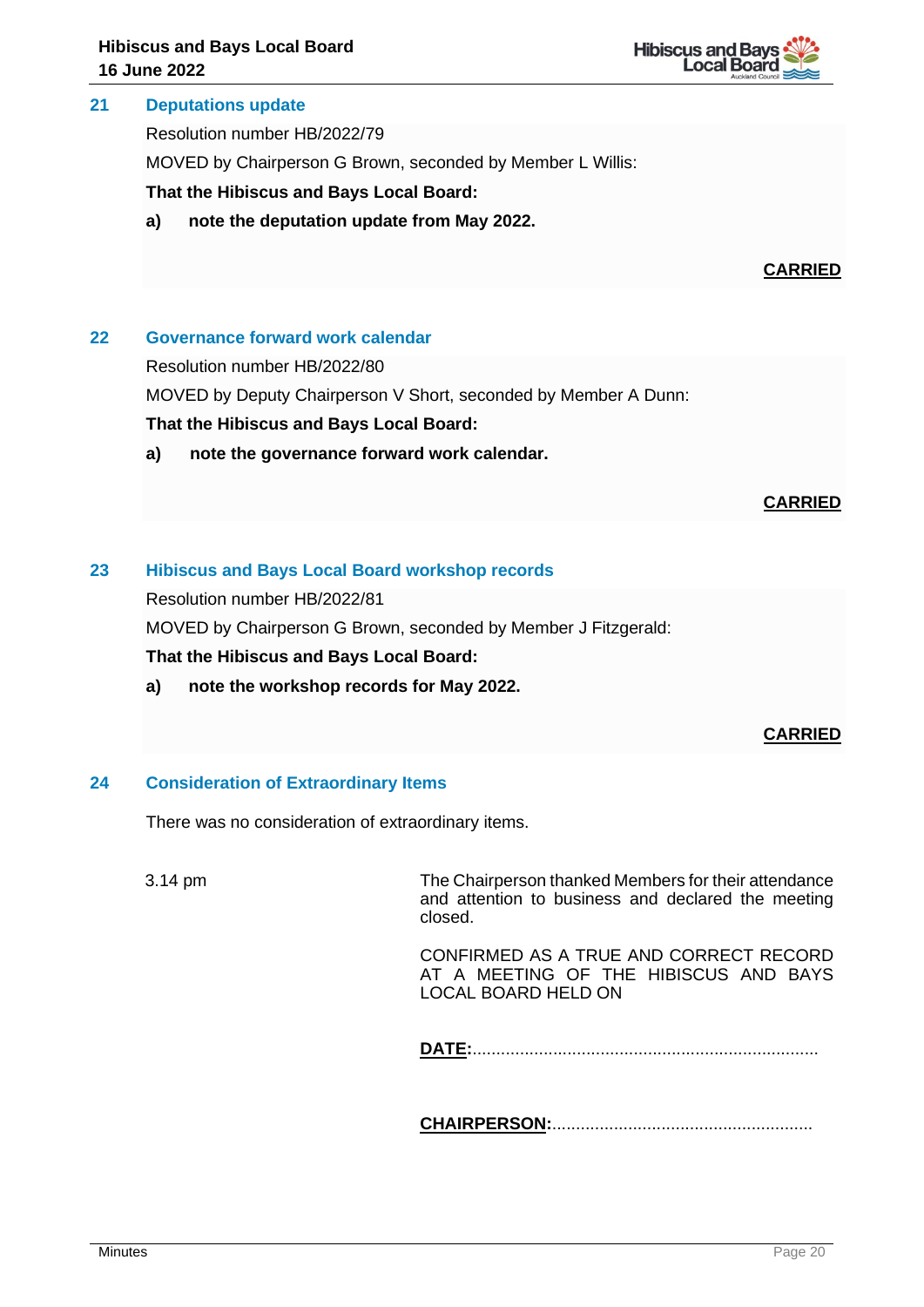## 21 Deputations update

Resolution number HB/2022/79

MOVED by Chairperson G Brown, seconded by Member L Willis:

**That the Hibiscus and Bays Local Board:**

**a) note the deputation update from May 2022.**

**CARRIED**

## 22 Governance forward work calendar

Resolution number HB/2022/80

MOVED by Deputy Chairperson V Short, seconded by Member A Dunn:

**That the Hibiscus and Bays Local Board:**

**a) note the governance forward work calendar.**

**CARRIED**

## 23 Hibiscus and Bays Local Board workshop records

Resolution number HB/2022/81

MOVED by Chairperson G Brown, seconded by Member J Fitzgerald:

**That the Hibiscus and Bays Local Board:**

**a) note the workshop records for May 2022.**

**CARRIED**

## 24 Consideration of Extraordinary Items

There was no consideration of extraordinary items.

3.14 pm

The Chairperson thanked Members for their attendance and attention to business and declared the meeting closed.

CONFIRMED AS A TRUE AND CORRECT RECORD AT A MEETING OF THE HIBISCUS AND BAYS LOCAL BOARD HELD ON

**DATE:**.........................................................................

**CHAIRPERSON:**.......................................................